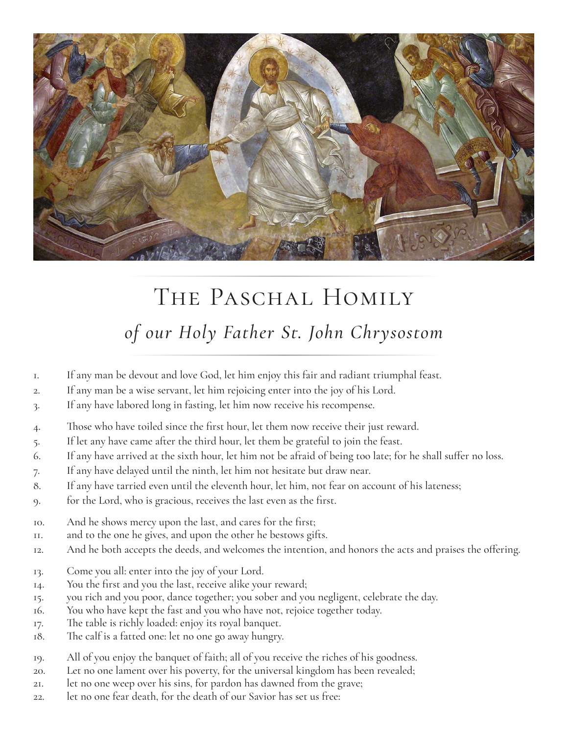# The Paschal Homily

## *of our Holy Father St. John Chrysostom*

1. If any man be devout and love God, let him enjoy this fair and radiant triumphal feast.
2. If any man be a wise servant, let him rejoicing enter into the joy of his Lord.
3. If any have labored long in fasting, let him now receive his recompense.

4. Those who have toiled since the first hour, let them now receive their just reward.
5. If let any have came after the third hour, let them be grateful to join the feast.
6. If any have arrived at the sixth hour, let him not be afraid of being too late; for he shall suffer no loss.
7. If any have delayed until the ninth, let him not hesitate but draw near.
8. If any have tarried even until the eleventh hour, let him, not fear on account of his lateness;
9. for the Lord, who is gracious, receives the last even as the first.

10. And he shows mercy upon the last, and cares for the first;
11. and to the one he gives, and upon the other he bestows gifts.
12. And he both accepts the deeds, and welcomes the intention, and honors the acts and praises the offering.

13. Come you all: enter into the joy of your Lord.
14. You the first and you the last, receive alike your reward;
15. you rich and you poor, dance together; you sober and you negligent, celebrate the day.
16. You who have kept the fast and you who have not, rejoice together today.
17. The table is richly loaded: enjoy its royal banquet.
18. The calf is a fatted one: let no one go away hungry.

19. All of you enjoy the banquet of faith; all of you receive the riches of his goodness.
20. Let no one lament over his poverty, for the universal kingdom has been revealed;
21. let no one weep over his sins, for pardon has dawned from the grave;
22. let no one fear death, for the death of our Savior has set us free: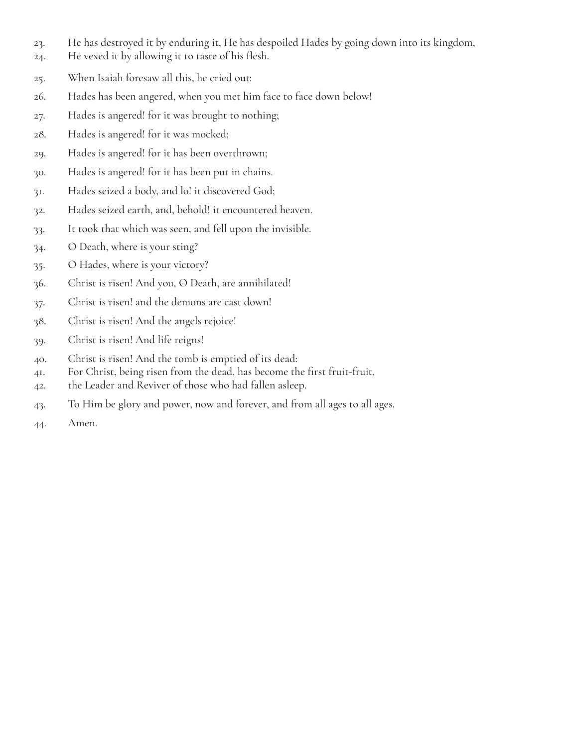23. He has destroyed it by enduring it, He has despoiled Hades by going down into its kingdom,
24. He vexed it by allowing it to taste of his flesh.
25. When Isaiah foresaw all this, he cried out:
26. Hades has been angered, when you met him face to face down below!
27. Hades is angered! for it was brought to nothing;
28. Hades is angered! for it was mocked;
29. Hades is angered! for it has been overthrown;
30. Hades is angered! for it has been put in chains.
31. Hades seized a body, and lo! it discovered God;
32. Hades seized earth, and, behold! it encountered heaven.
33. It took that which was seen, and fell upon the invisible.
34. O Death, where is your sting?
35. O Hades, where is your victory?
36. Christ is risen! And you, O Death, are annihilated!
37. Christ is risen! and the demons are cast down!
38. Christ is risen! And the angels rejoice!
39. Christ is risen! And life reigns!
40. Christ is risen! And the tomb is emptied of its dead:
41. For Christ, being risen from the dead, has become the first fruit-fruit,
42. the Leader and Reviver of those who had fallen asleep.
43. To Him be glory and power, now and forever, and from all ages to all ages.
44. Amen.